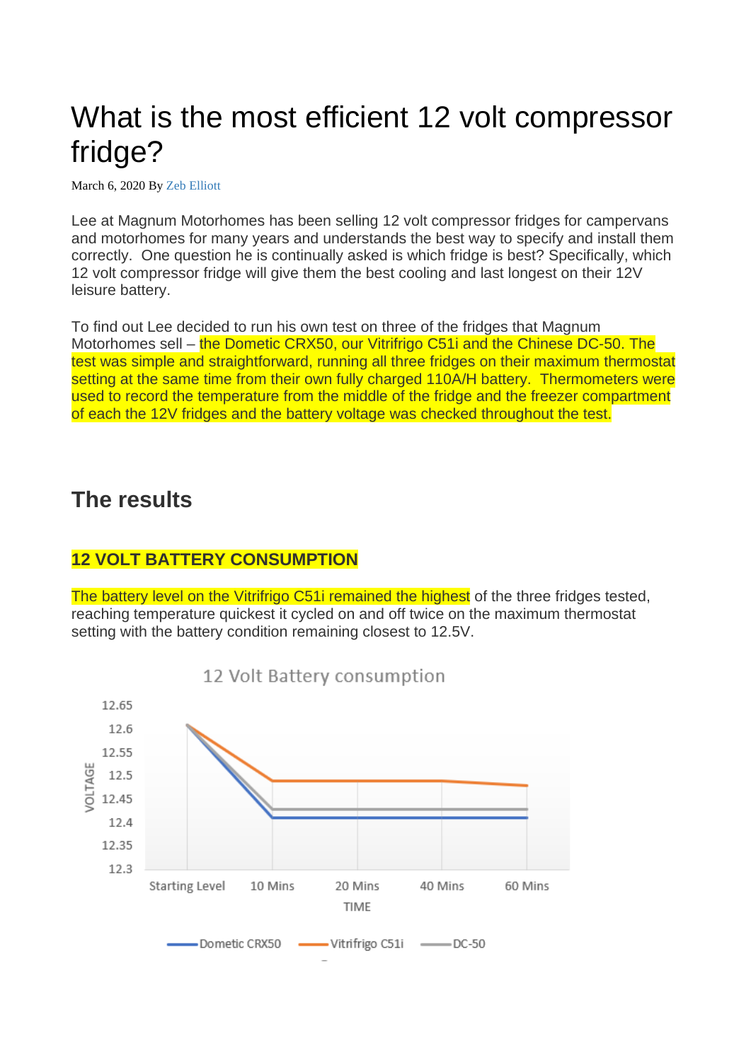# What is the most efficient 12 volt compressor fridge?

March 6, 2020 By Zeb Elliott

Lee at Magnum Motorhomes has been selling 12 volt compressor fridges for campervans and motorhomes for many years and understands the best way to specify and install them correctly. One question he is continually asked is which fridge is best? Specifically, which 12 volt compressor fridge will give them the best cooling and last longest on their 12V leisure battery.

To find out Lee decided to run his own test on three of the fridges that Magnum Motorhomes sell – the Dometic CRX50, our Vitrifrigo C51i and the Chinese DC-50. The test was simple and straightforward, running all three fridges on their maximum thermostat setting at the same time from their own fully charged 110A/H battery. Thermometers were used to record the temperature from the middle of the fridge and the freezer compartment of each the 12V fridges and the battery voltage was checked throughout the test.

## The results

### 12 VOLT BATTERY CONSUMPTION

The battery level on the Vitrifrigo C51i remained the highest of the three fridges tested, reaching temperature quickest it cycled on and off twice on the maximum thermostat setting with the battery condition remaining closest to 12.5V.

12 Volt Battery consumption

| TIME | Dometic CRX50 | Vitrifrigo C51i | DC-50 |
|---|---|---|---|
| Starting Level | 12.61 | 12.61 | 12.61 |
| 10 Mins | 12.41 | 12.49 | 12.43 |
| 20 Mins | 12.41 | 12.49 | 12.43 |
| 40 Mins | 12.41 | 12.49 | 12.43 |
| 60 Mins | 12.41 | 12.48 | 12.43 |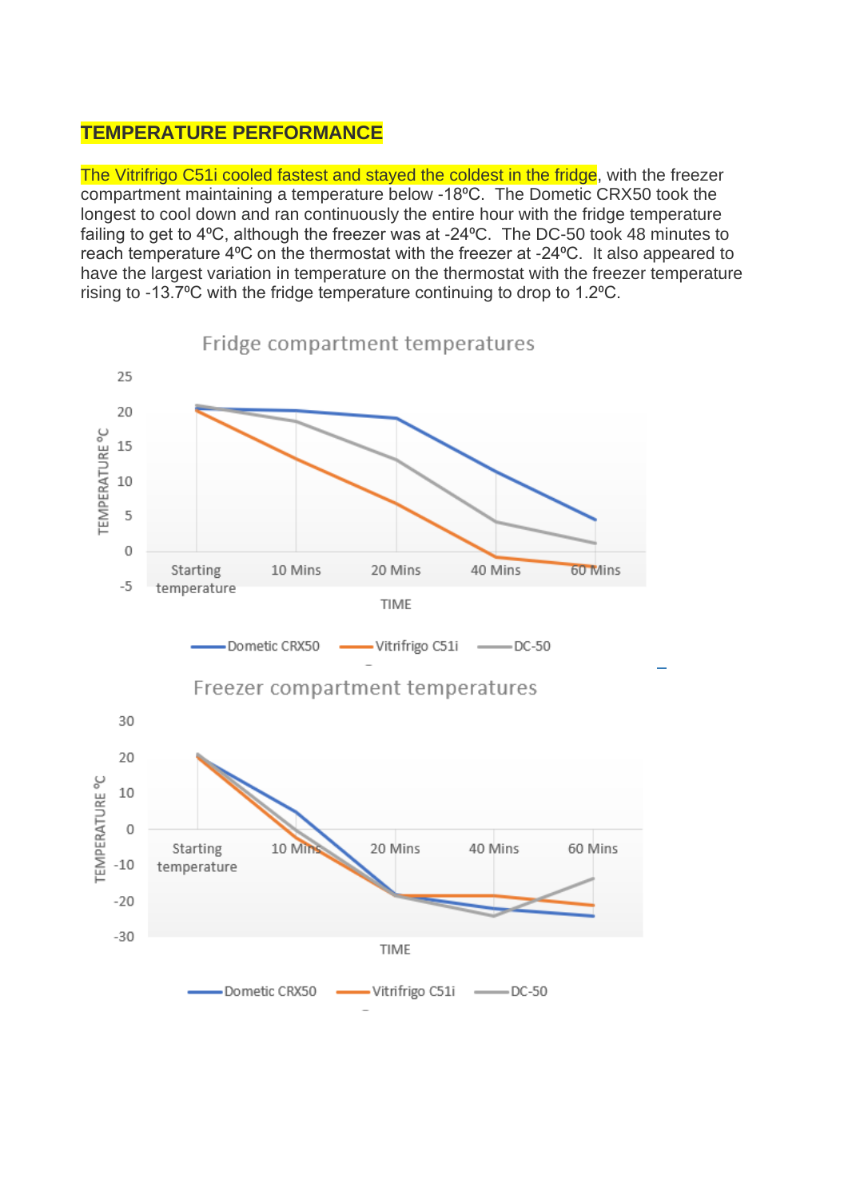## TEMPERATURE PERFORMANCE

The Vitrifrigo C51i cooled fastest and stayed the coldest in the fridge, with the freezer compartment maintaining a temperature below -18ºC. The Dometic CRX50 took the longest to cool down and ran continuously the entire hour with the fridge temperature failing to get to 4ºC, although the freezer was at -24ºC. The DC-50 took 48 minutes to reach temperature 4ºC on the thermostat with the freezer at -24ºC. It also appeared to have the largest variation in temperature on the thermostat with the freezer temperature rising to -13.7ºC with the fridge temperature continuing to drop to 1.2ºC.

Fridge compartment temperatures

TEMPERATURE °C: 25, 20, 15, 10, 5, 0, -5

TIME: Starting temperature, 10 Mins, 20 Mins, 40 Mins, 60 Mins

Dometic CRX50, Vitrifrigo C51i, DC-50

Freezer compartment temperatures

TEMPERATURE °C: 30, 20, 10, 0, -10, -20, -30

TIME: Starting temperature, 10 Mins, 20 Mins, 40 Mins, 60 Mins

Dometic CRX50, Vitrifrigo C51i, DC-50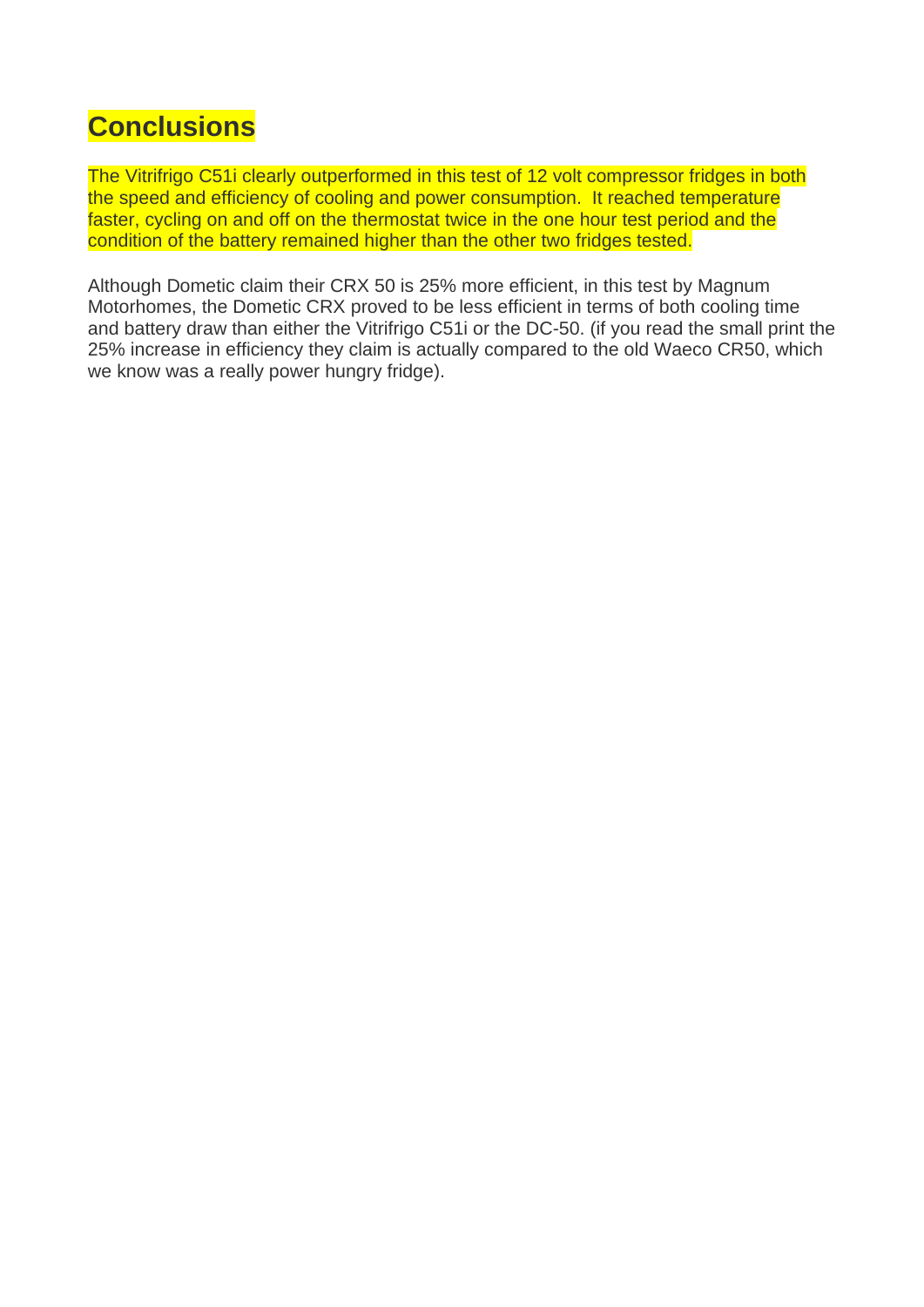## Conclusions

The Vitrifrigo C51i clearly outperformed in this test of 12 volt compressor fridges in both the speed and efficiency of cooling and power consumption. It reached temperature faster, cycling on and off on the thermostat twice in the one hour test period and the condition of the battery remained higher than the other two fridges tested.

Although Dometic claim their CRX 50 is 25% more efficient, in this test by Magnum Motorhomes, the Dometic CRX proved to be less efficient in terms of both cooling time and battery draw than either the Vitrifrigo C51i or the DC-50. (if you read the small print the 25% increase in efficiency they claim is actually compared to the old Waeco CR50, which we know was a really power hungry fridge).